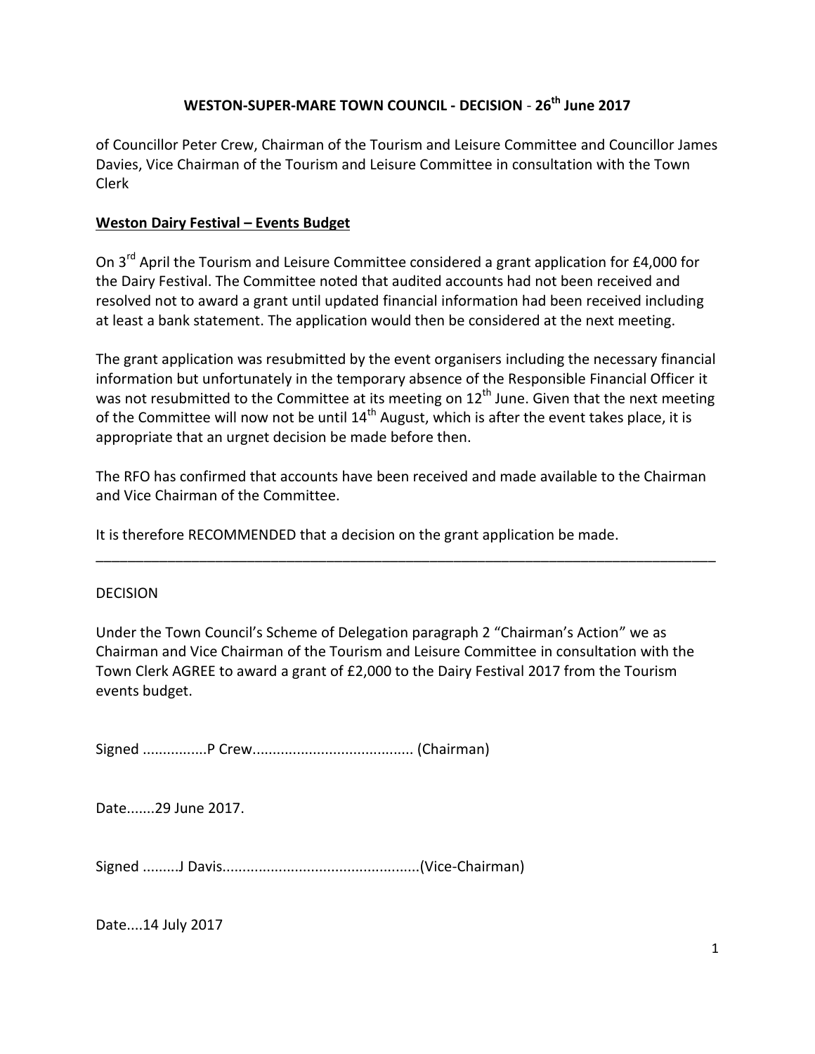# WESTON-SUPER-MARE TOWN COUNCIL - DECISION - 26th June 2017

of Councillor Peter Crew, Chairman of the Tourism and Leisure Committee and Councillor James Davies, Vice Chairman of the Tourism and Leisure Committee in consultation with the Town Clerk

**<u>Weston Dairy Festival – Events Budget</u>**

On 3rd April the Tourism and Leisure Committee considered a grant application for £4,000 for the Dairy Festival. The Committee noted that audited accounts had not been received and resolved not to award a grant until updated financial information had been received including at least a bank statement. The application would then be considered at the next meeting.

The grant application was resubmitted by the event organisers including the necessary financial information but unfortunately in the temporary absence of the Responsible Financial Officer it was not resubmitted to the Committee at its meeting on 12th June. Given that the next meeting of the Committee will now not be until 14th August, which is after the event takes place, it is appropriate that an urgnet decision be made before then.

The RFO has confirmed that accounts have been received and made available to the Chairman and Vice Chairman of the Committee.

It is therefore RECOMMENDED that a decision on the grant application be made.

---

DECISION

Under the Town Council's Scheme of Delegation paragraph 2 "Chairman's Action" we as Chairman and Vice Chairman of the Tourism and Leisure Committee in consultation with the Town Clerk AGREE to award a grant of £2,000 to the Dairy Festival 2017 from the Tourism events budget.

Signed ................P Crew....................................... (Chairman)

Date.......29 June 2017.

Signed .........J Davis................................................(Vice-Chairman)

Date....14 July 2017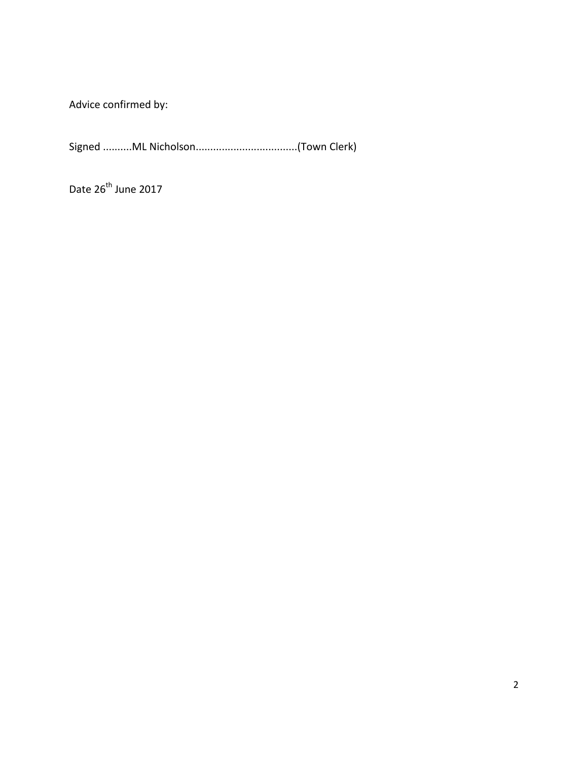Advice confirmed by:

Signed ..........ML Nicholson...................................(Town Clerk)

Date 26th June 2017